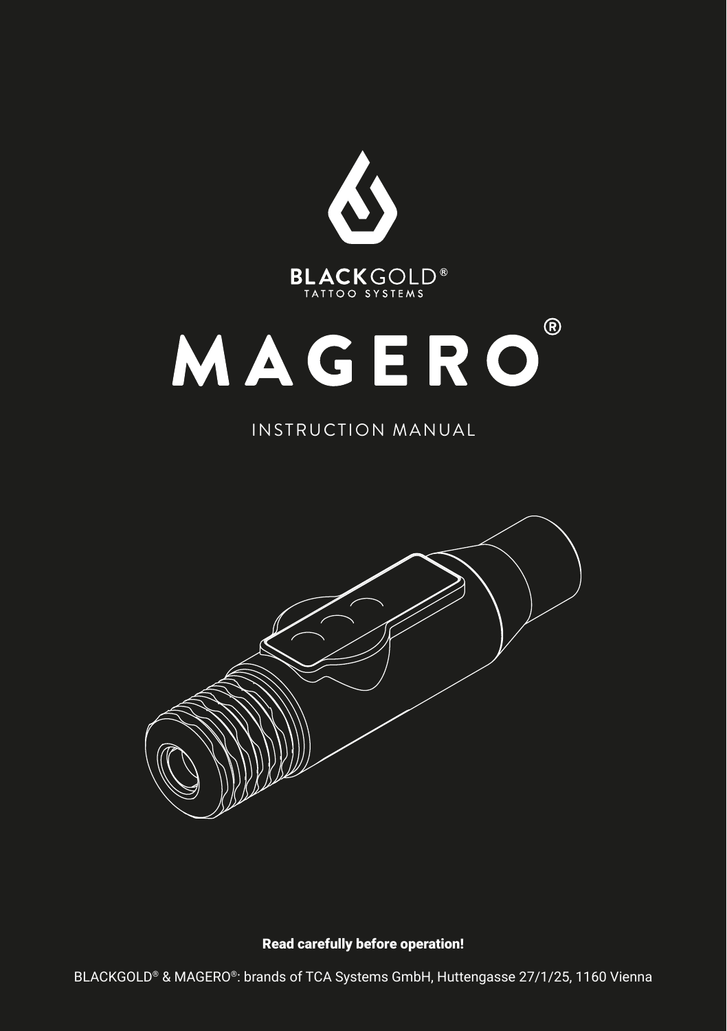BLACKGOLD®
TATTOO SYSTEMS

# MAGERO®

INSTRUCTION MANUAL

**Read carefully before operation!**

BLACKGOLD® & MAGERO®: brands of TCA Systems GmbH, Huttengasse 27/1/25, 1160 Vienna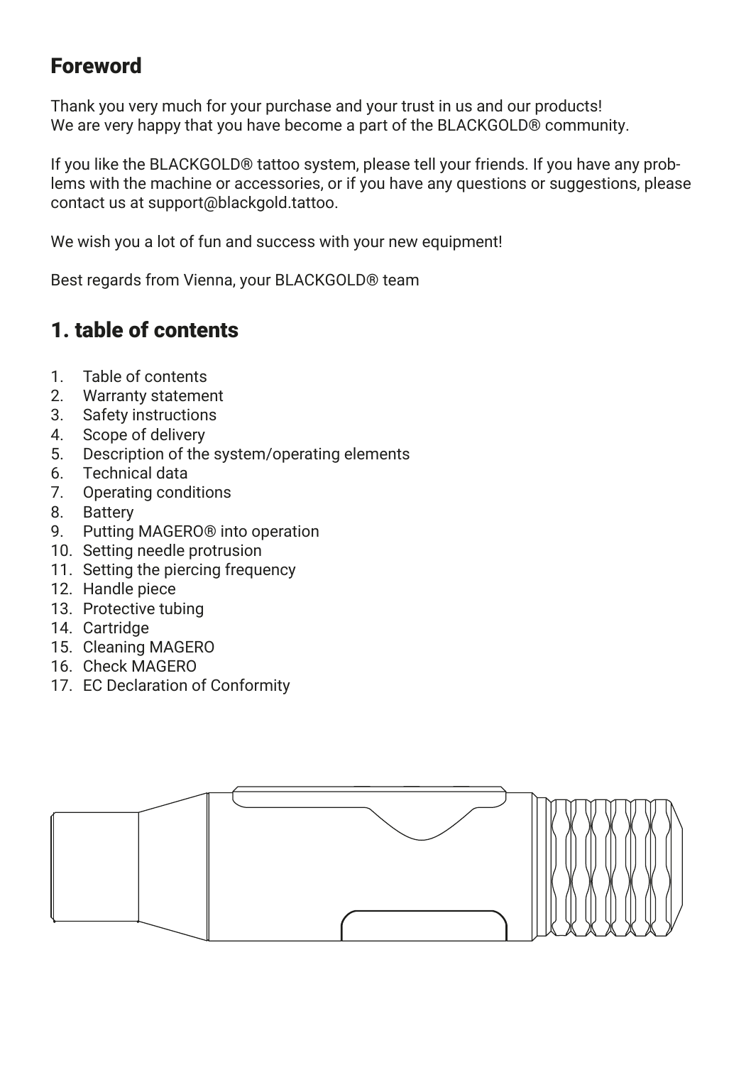## Foreword

Thank you very much for your purchase and your trust in us and our products!
We are very happy that you have become a part of the BLACKGOLD® community.

If you like the BLACKGOLD® tattoo system, please tell your friends. If you have any problems with the machine or accessories, or if you have any questions or suggestions, please contact us at support@blackgold.tattoo.

We wish you a lot of fun and success with your new equipment!

Best regards from Vienna, your BLACKGOLD® team

## 1. table of contents

1. Table of contents
2. Warranty statement
3. Safety instructions
4. Scope of delivery
5. Description of the system/operating elements
6. Technical data
7. Operating conditions
8. Battery
9. Putting MAGERO® into operation
10. Setting needle protrusion
11. Setting the piercing frequency
12. Handle piece
13. Protective tubing
14. Cartridge
15. Cleaning MAGERO
16. Check MAGERO
17. EC Declaration of Conformity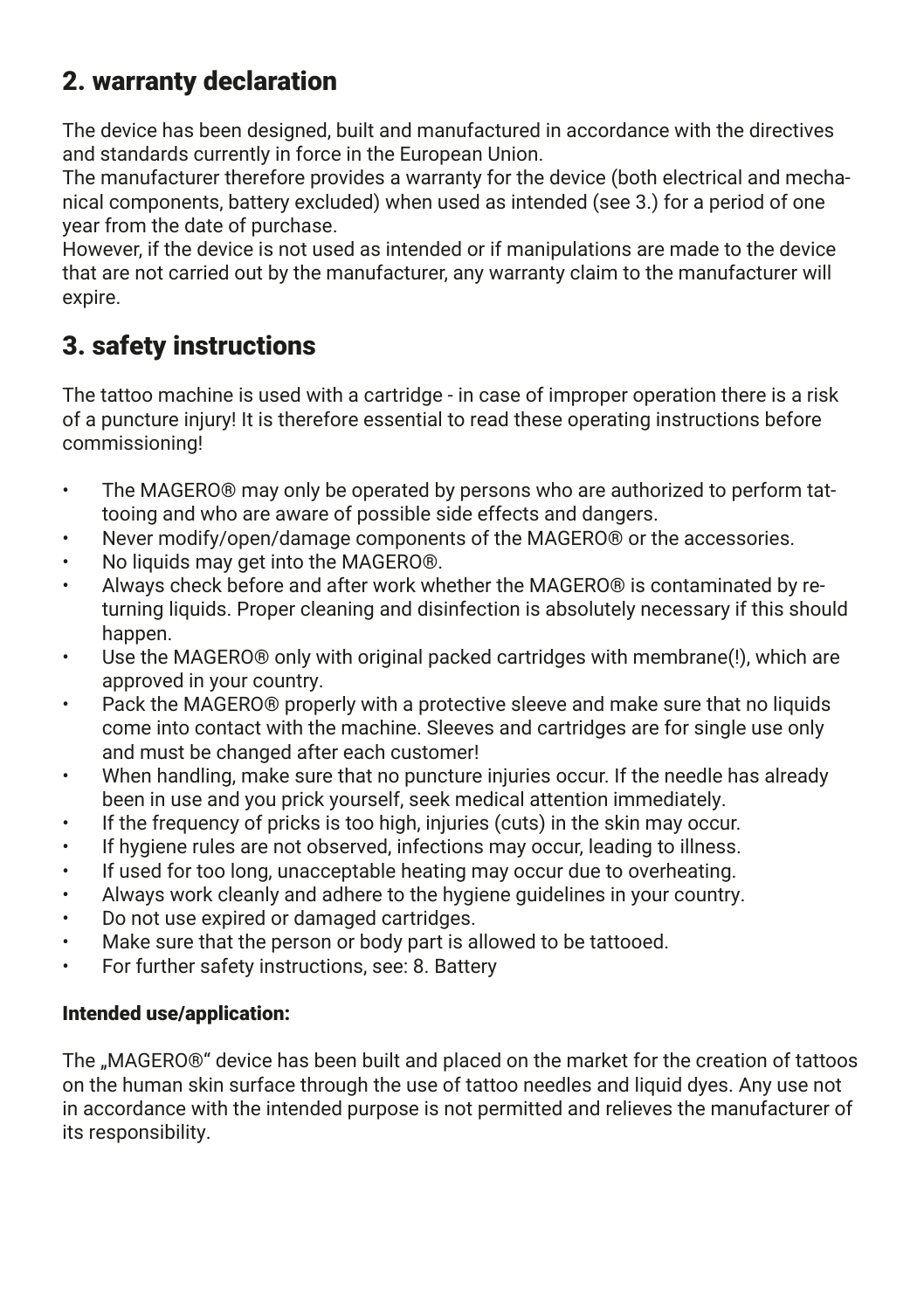## 2. warranty declaration

The device has been designed, built and manufactured in accordance with the directives and standards currently in force in the European Union.
The manufacturer therefore provides a warranty for the device (both electrical and mechanical components, battery excluded) when used as intended (see 3.) for a period of one year from the date of purchase.
However, if the device is not used as intended or if manipulations are made to the device that are not carried out by the manufacturer, any warranty claim to the manufacturer will expire.

## 3. safety instructions

The tattoo machine is used with a cartridge - in case of improper operation there is a risk of a puncture injury! It is therefore essential to read these operating instructions before commissioning!

- The MAGERO® may only be operated by persons who are authorized to perform tattooing and who are aware of possible side effects and dangers.
- Never modify/open/damage components of the MAGERO® or the accessories.
- No liquids may get into the MAGERO®.
- Always check before and after work whether the MAGERO® is contaminated by returning liquids. Proper cleaning and disinfection is absolutely necessary if this should happen.
- Use the MAGERO® only with original packed cartridges with membrane(!), which are approved in your country.
- Pack the MAGERO® properly with a protective sleeve and make sure that no liquids come into contact with the machine. Sleeves and cartridges are for single use only and must be changed after each customer!
- When handling, make sure that no puncture injuries occur. If the needle has already been in use and you prick yourself, seek medical attention immediately.
- If the frequency of pricks is too high, injuries (cuts) in the skin may occur.
- If hygiene rules are not observed, infections may occur, leading to illness.
- If used for too long, unacceptable heating may occur due to overheating.
- Always work cleanly and adhere to the hygiene guidelines in your country.
- Do not use expired or damaged cartridges.
- Make sure that the person or body part is allowed to be tattooed.
- For further safety instructions, see: 8. Battery

#### Intended use/application:

The „MAGERO®" device has been built and placed on the market for the creation of tattoos on the human skin surface through the use of tattoo needles and liquid dyes. Any use not in accordance with the intended purpose is not permitted and relieves the manufacturer of its responsibility.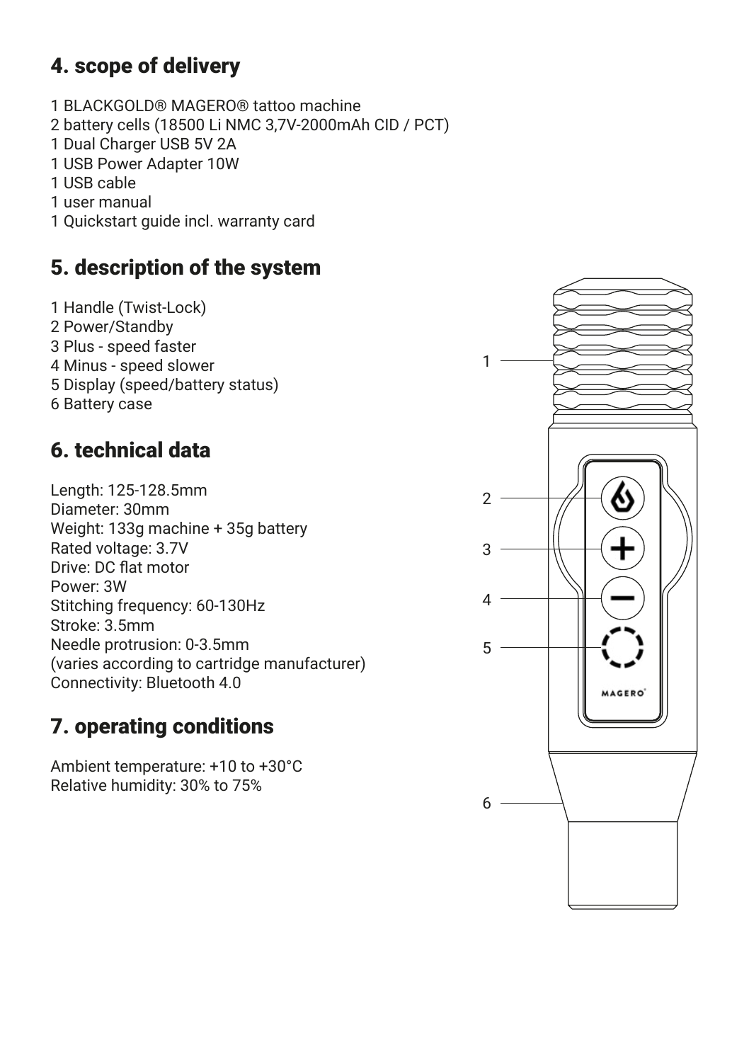## 4. scope of delivery

1 BLACKGOLD® MAGERO® tattoo machine
2 battery cells (18500 Li NMC 3,7V-2000mAh CID / PCT)
1 Dual Charger USB 5V 2A
1 USB Power Adapter 10W
1 USB cable
1 user manual
1 Quickstart guide incl. warranty card

## 5. description of the system

1 Handle (Twist-Lock)
2 Power/Standby
3 Plus - speed faster
4 Minus - speed slower
5 Display (speed/battery status)
6 Battery case

## 6. technical data

Length: 125-128.5mm
Diameter: 30mm
Weight: 133g machine + 35g battery
Rated voltage: 3.7V
Drive: DC flat motor
Power: 3W
Stitching frequency: 60-130Hz
Stroke: 3.5mm
Needle protrusion: 0-3.5mm
(varies according to cartridge manufacturer)
Connectivity: Bluetooth 4.0

## 7. operating conditions

Ambient temperature: +10 to +30°C
Relative humidity: 30% to 75%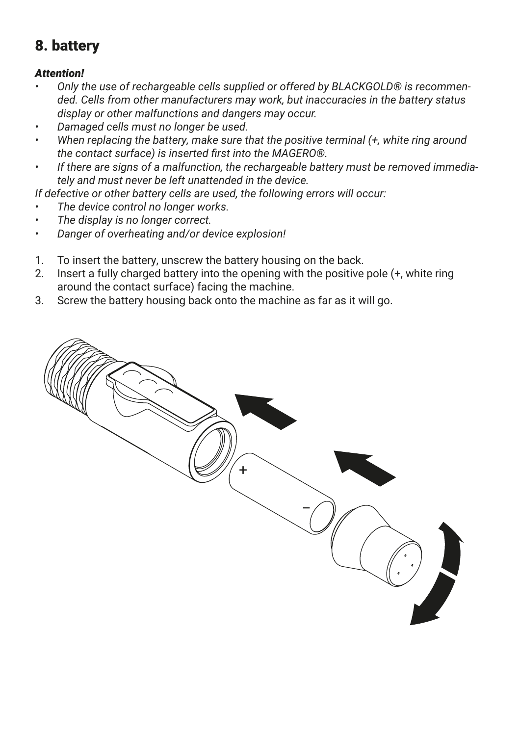# 8. battery

***Attention!***

- *Only the use of rechargeable cells supplied or offered by BLACKGOLD® is recommended. Cells from other manufacturers may work, but inaccuracies in the battery status display or other malfunctions and dangers may occur.*
- *Damaged cells must no longer be used.*
- *When replacing the battery, make sure that the positive terminal (+, white ring around the contact surface) is inserted first into the MAGERO®.*
- *If there are signs of a malfunction, the rechargeable battery must be removed immediately and must never be left unattended in the device.*

*If defective or other battery cells are used, the following errors will occur:*

- *The device control no longer works.*
- *The display is no longer correct.*
- *Danger of overheating and/or device explosion!*

1. To insert the battery, unscrew the battery housing on the back.
2. Insert a fully charged battery into the opening with the positive pole (+, white ring around the contact surface) facing the machine.
3. Screw the battery housing back onto the machine as far as it will go.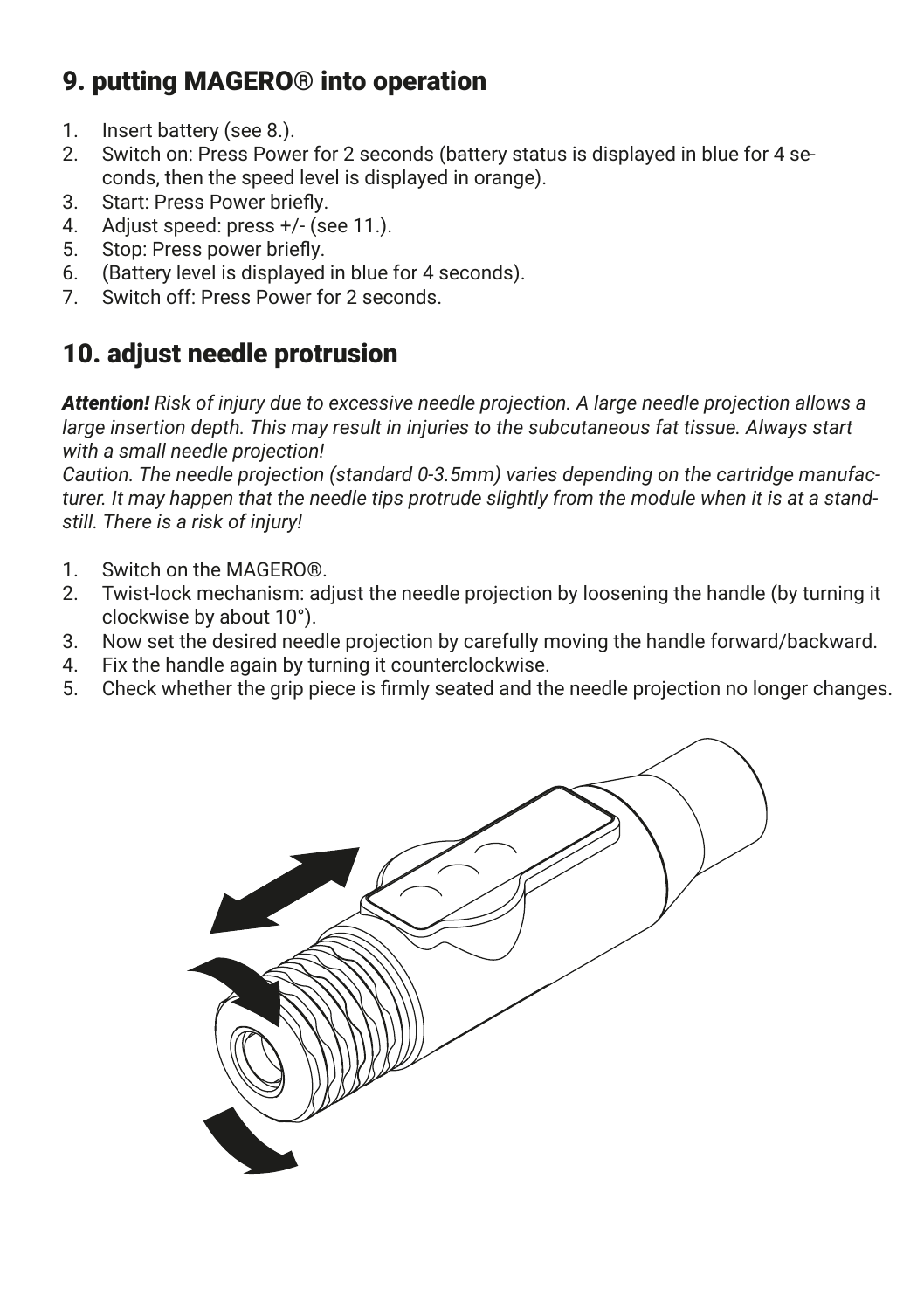## 9. putting MAGERO® into operation

1. Insert battery (see 8.).
2. Switch on: Press Power for 2 seconds (battery status is displayed in blue for 4 seconds, then the speed level is displayed in orange).
3. Start: Press Power briefly.
4. Adjust speed: press +/- (see 11.).
5. Stop: Press power briefly.
6. (Battery level is displayed in blue for 4 seconds).
7. Switch off: Press Power for 2 seconds.

## 10. adjust needle protrusion

***Attention!*** *Risk of injury due to excessive needle projection. A large needle projection allows a large insertion depth. This may result in injuries to the subcutaneous fat tissue. Always start with a small needle projection!*
*Caution. The needle projection (standard 0-3.5mm) varies depending on the cartridge manufacturer. It may happen that the needle tips protrude slightly from the module when it is at a standstill. There is a risk of injury!*

1. Switch on the MAGERO®.
2. Twist-lock mechanism: adjust the needle projection by loosening the handle (by turning it clockwise by about 10°).
3. Now set the desired needle projection by carefully moving the handle forward/backward.
4. Fix the handle again by turning it counterclockwise.
5. Check whether the grip piece is firmly seated and the needle projection no longer changes.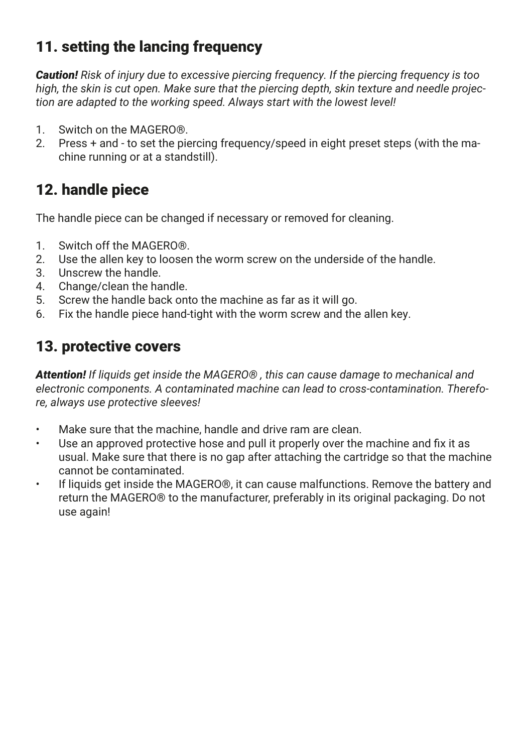## 11. setting the lancing frequency

***Caution!*** *Risk of injury due to excessive piercing frequency. If the piercing frequency is too high, the skin is cut open. Make sure that the piercing depth, skin texture and needle projection are adapted to the working speed. Always start with the lowest level!*

1. Switch on the MAGERO®.
2. Press + and - to set the piercing frequency/speed in eight preset steps (with the machine running or at a standstill).

## 12. handle piece

The handle piece can be changed if necessary or removed for cleaning.

1. Switch off the MAGERO®.
2. Use the allen key to loosen the worm screw on the underside of the handle.
3. Unscrew the handle.
4. Change/clean the handle.
5. Screw the handle back onto the machine as far as it will go.
6. Fix the handle piece hand-tight with the worm screw and the allen key.

## 13. protective covers

***Attention!*** *If liquids get inside the MAGERO® , this can cause damage to mechanical and electronic components. A contaminated machine can lead to cross-contamination. Therefore, always use protective sleeves!*

- Make sure that the machine, handle and drive ram are clean.
- Use an approved protective hose and pull it properly over the machine and fix it as usual. Make sure that there is no gap after attaching the cartridge so that the machine cannot be contaminated.
- If liquids get inside the MAGERO®, it can cause malfunctions. Remove the battery and return the MAGERO® to the manufacturer, preferably in its original packaging. Do not use again!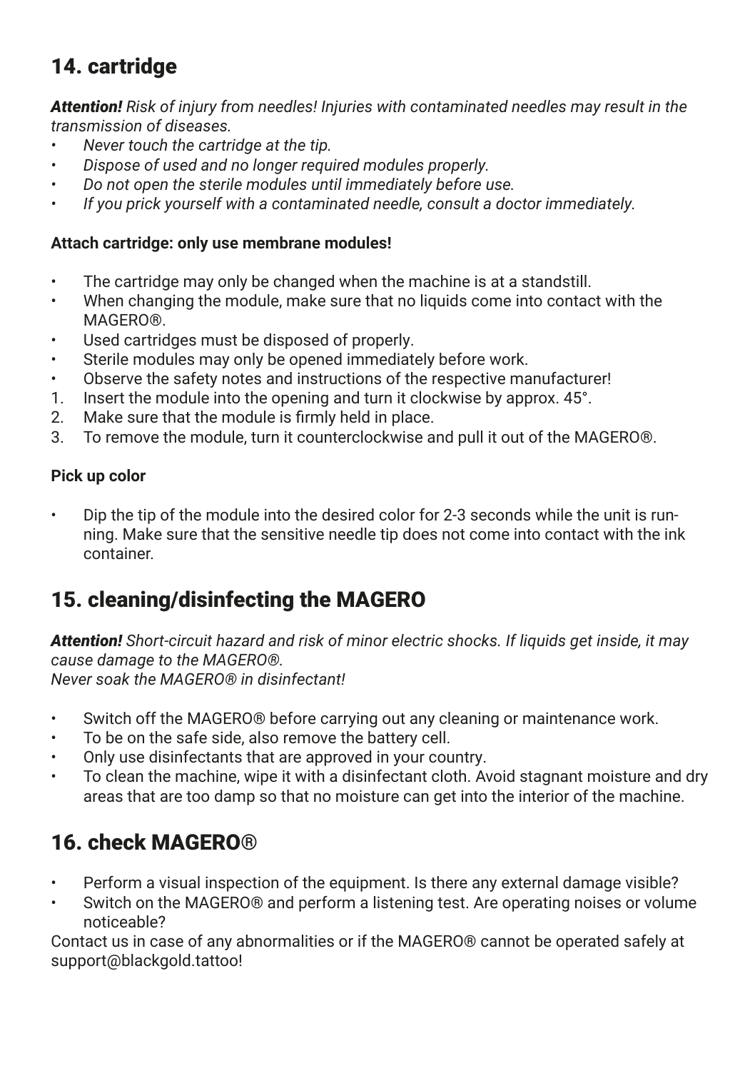## 14. cartridge

***Attention!*** *Risk of injury from needles! Injuries with contaminated needles may result in the transmission of diseases.*

- *Never touch the cartridge at the tip.*
- *Dispose of used and no longer required modules properly.*
- *Do not open the sterile modules until immediately before use.*
- *If you prick yourself with a contaminated needle, consult a doctor immediately.*

**Attach cartridge: only use membrane modules!**

- The cartridge may only be changed when the machine is at a standstill.
- When changing the module, make sure that no liquids come into contact with the MAGERO®.
- Used cartridges must be disposed of properly.
- Sterile modules may only be opened immediately before work.
- Observe the safety notes and instructions of the respective manufacturer!

1. Insert the module into the opening and turn it clockwise by approx. 45°.
2. Make sure that the module is firmly held in place.
3. To remove the module, turn it counterclockwise and pull it out of the MAGERO®.

**Pick up color**

- Dip the tip of the module into the desired color for 2-3 seconds while the unit is running. Make sure that the sensitive needle tip does not come into contact with the ink container.

## 15. cleaning/disinfecting the MAGERO

***Attention!*** *Short-circuit hazard and risk of minor electric shocks. If liquids get inside, it may cause damage to the MAGERO®.*
*Never soak the MAGERO® in disinfectant!*

- Switch off the MAGERO® before carrying out any cleaning or maintenance work.
- To be on the safe side, also remove the battery cell.
- Only use disinfectants that are approved in your country.
- To clean the machine, wipe it with a disinfectant cloth. Avoid stagnant moisture and dry areas that are too damp so that no moisture can get into the interior of the machine.

## 16. check MAGERO®

- Perform a visual inspection of the equipment. Is there any external damage visible?
- Switch on the MAGERO® and perform a listening test. Are operating noises or volume noticeable?

Contact us in case of any abnormalities or if the MAGERO® cannot be operated safely at support@blackgold.tattoo!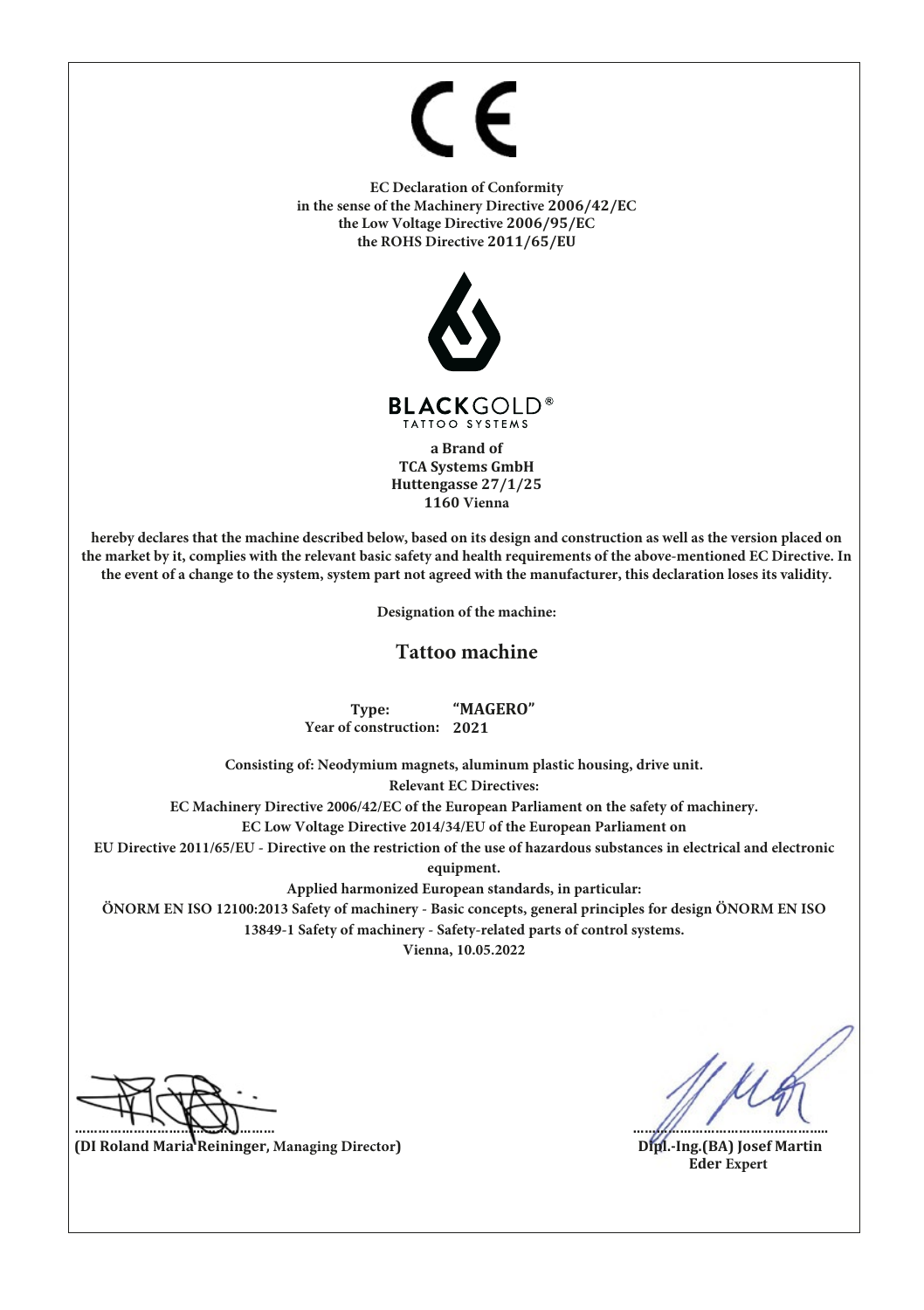CE

**EC Declaration of Conformity**
**in the sense of the Machinery Directive 2006/42/EC**
**the Low Voltage Directive 2006/95/EC**
**the ROHS Directive 2011/65/EU**

**BLACKGOLD®**
TATTOO SYSTEMS

**a Brand of**
**TCA Systems GmbH**
**Huttengasse 27/1/25**
**1160 Vienna**

**hereby declares that the machine described below, based on its design and construction as well as the version placed on the market by it, complies with the relevant basic safety and health requirements of the above-mentioned EC Directive. In the event of a change to the system, system part not agreed with the manufacturer, this declaration loses its validity.**

**Designation of the machine:**

## Tattoo machine

**Type:** **"MAGERO"**
**Year of construction:** **2021**

**Consisting of: Neodymium magnets, aluminum plastic housing, drive unit.**

**Relevant EC Directives:**

**EC Machinery Directive 2006/42/EC of the European Parliament on the safety of machinery.**

**EC Low Voltage Directive 2014/34/EU of the European Parliament on**

**EU Directive 2011/65/EU - Directive on the restriction of the use of hazardous substances in electrical and electronic equipment.**

**Applied harmonized European standards, in particular:**

**ÖNORM EN ISO 12100:2013 Safety of machinery - Basic concepts, general principles for design ÖNORM EN ISO 13849-1 Safety of machinery - Safety-related parts of control systems.**

**Vienna, 10.05.2022**

……………………………………………

**(DI Roland Maria Reininger, Managing Director)**

……………………………………………

**Dipl.-Ing.(BA) Josef Martin Eder Expert**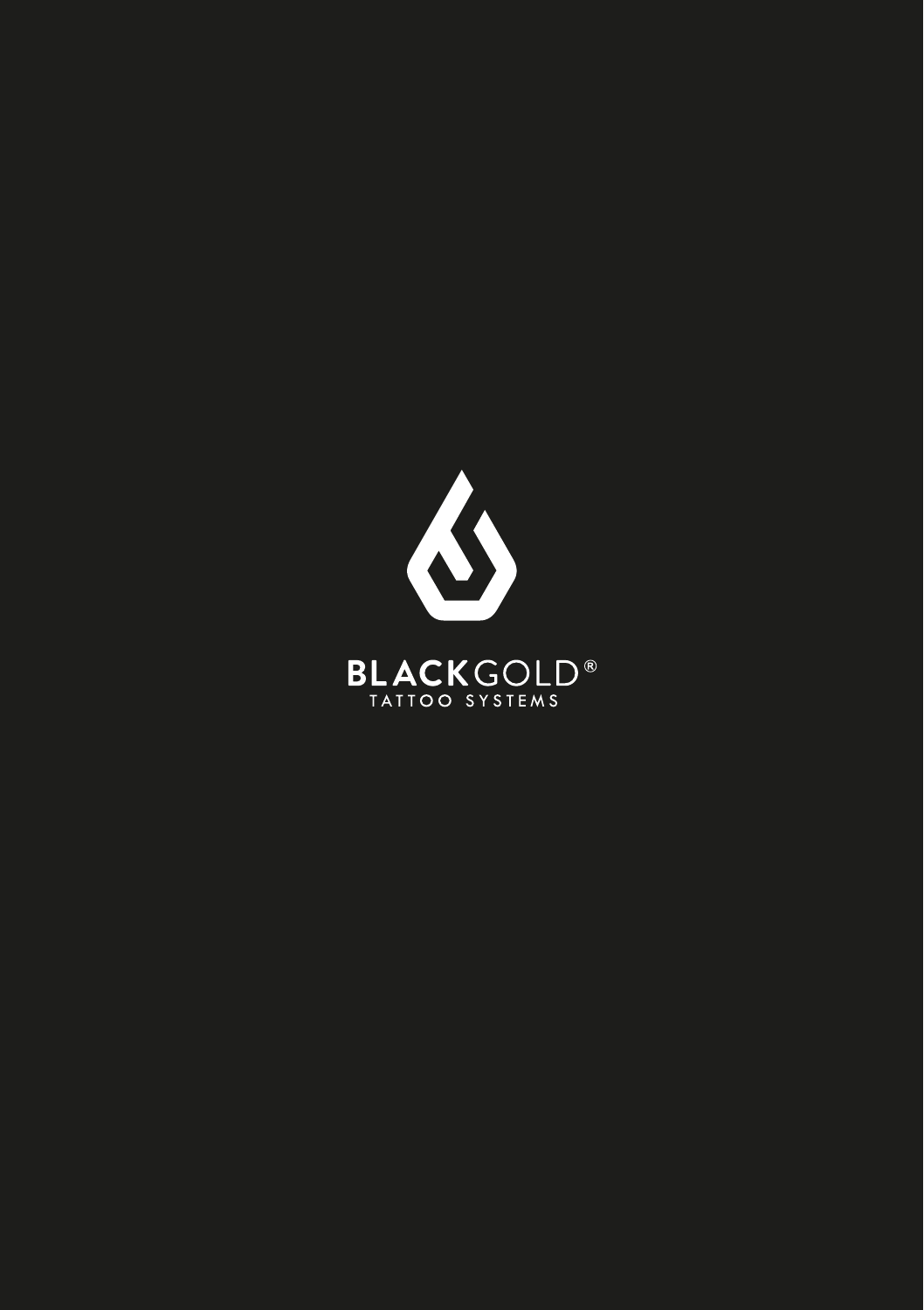BLACKGOLD®

TATTOO SYSTEMS